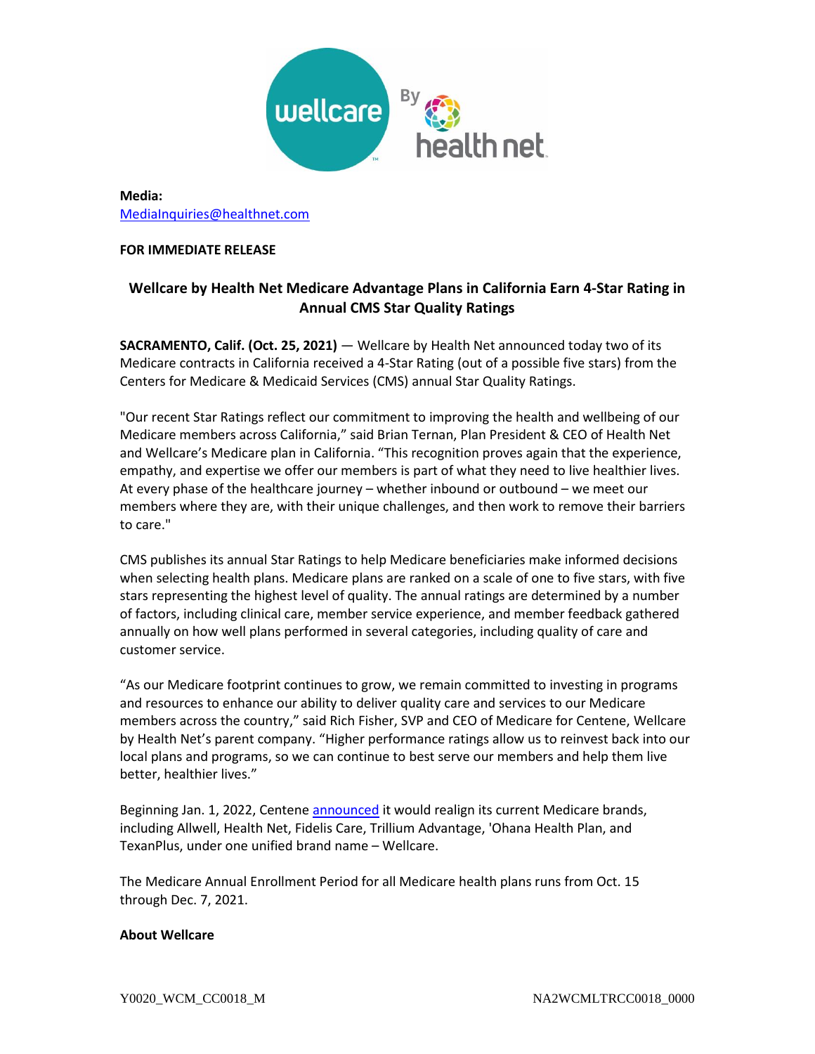**Media:**
MediaInquiries@healthnet.com

**FOR IMMEDIATE RELEASE**

## Wellcare by Health Net Medicare Advantage Plans in California Earn 4-Star Rating in Annual CMS Star Quality Ratings

**SACRAMENTO, Calif. (Oct. 25, 2021)** — Wellcare by Health Net announced today two of its Medicare contracts in California received a 4-Star Rating (out of a possible five stars) from the Centers for Medicare & Medicaid Services (CMS) annual Star Quality Ratings.

"Our recent Star Ratings reflect our commitment to improving the health and wellbeing of our Medicare members across California," said Brian Ternan, Plan President & CEO of Health Net and Wellcare's Medicare plan in California. "This recognition proves again that the experience, empathy, and expertise we offer our members is part of what they need to live healthier lives. At every phase of the healthcare journey – whether inbound or outbound – we meet our members where they are, with their unique challenges, and then work to remove their barriers to care."

CMS publishes its annual Star Ratings to help Medicare beneficiaries make informed decisions when selecting health plans. Medicare plans are ranked on a scale of one to five stars, with five stars representing the highest level of quality. The annual ratings are determined by a number of factors, including clinical care, member service experience, and member feedback gathered annually on how well plans performed in several categories, including quality of care and customer service.

"As our Medicare footprint continues to grow, we remain committed to investing in programs and resources to enhance our ability to deliver quality care and services to our Medicare members across the country," said Rich Fisher, SVP and CEO of Medicare for Centene, Wellcare by Health Net's parent company. "Higher performance ratings allow us to reinvest back into our local plans and programs, so we can continue to best serve our members and help them live better, healthier lives."

Beginning Jan. 1, 2022, Centene announced it would realign its current Medicare brands, including Allwell, Health Net, Fidelis Care, Trillium Advantage, 'Ohana Health Plan, and TexanPlus, under one unified brand name – Wellcare.

The Medicare Annual Enrollment Period for all Medicare health plans runs from Oct. 15 through Dec. 7, 2021.

**About Wellcare**

Y0020_WCM_CC0018_M NA2WCMLTRCC0018_0000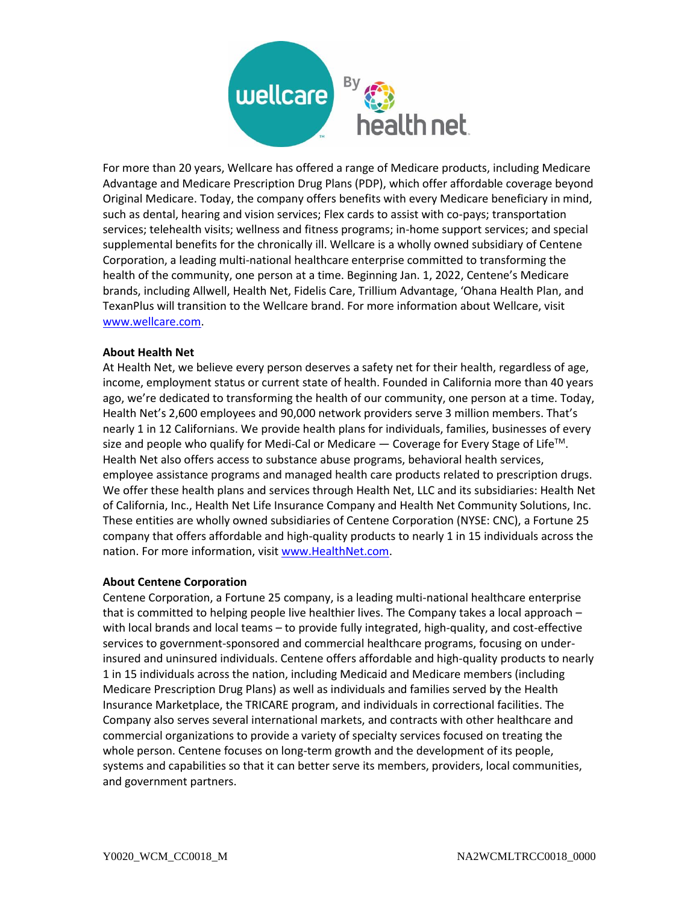For more than 20 years, Wellcare has offered a range of Medicare products, including Medicare Advantage and Medicare Prescription Drug Plans (PDP), which offer affordable coverage beyond Original Medicare. Today, the company offers benefits with every Medicare beneficiary in mind, such as dental, hearing and vision services; Flex cards to assist with co-pays; transportation services; telehealth visits; wellness and fitness programs; in-home support services; and special supplemental benefits for the chronically ill. Wellcare is a wholly owned subsidiary of Centene Corporation, a leading multi-national healthcare enterprise committed to transforming the health of the community, one person at a time. Beginning Jan. 1, 2022, Centene's Medicare brands, including Allwell, Health Net, Fidelis Care, Trillium Advantage, 'Ohana Health Plan, and TexanPlus will transition to the Wellcare brand. For more information about Wellcare, visit www.wellcare.com.

**About Health Net**

At Health Net, we believe every person deserves a safety net for their health, regardless of age, income, employment status or current state of health. Founded in California more than 40 years ago, we're dedicated to transforming the health of our community, one person at a time. Today, Health Net's 2,600 employees and 90,000 network providers serve 3 million members. That's nearly 1 in 12 Californians. We provide health plans for individuals, families, businesses of every size and people who qualify for Medi-Cal or Medicare — Coverage for Every Stage of Life™. Health Net also offers access to substance abuse programs, behavioral health services, employee assistance programs and managed health care products related to prescription drugs. We offer these health plans and services through Health Net, LLC and its subsidiaries: Health Net of California, Inc., Health Net Life Insurance Company and Health Net Community Solutions, Inc. These entities are wholly owned subsidiaries of Centene Corporation (NYSE: CNC), a Fortune 25 company that offers affordable and high-quality products to nearly 1 in 15 individuals across the nation. For more information, visit www.HealthNet.com.

**About Centene Corporation**

Centene Corporation, a Fortune 25 company, is a leading multi-national healthcare enterprise that is committed to helping people live healthier lives. The Company takes a local approach – with local brands and local teams – to provide fully integrated, high-quality, and cost-effective services to government-sponsored and commercial healthcare programs, focusing on under-insured and uninsured individuals. Centene offers affordable and high-quality products to nearly 1 in 15 individuals across the nation, including Medicaid and Medicare members (including Medicare Prescription Drug Plans) as well as individuals and families served by the Health Insurance Marketplace, the TRICARE program, and individuals in correctional facilities. The Company also serves several international markets, and contracts with other healthcare and commercial organizations to provide a variety of specialty services focused on treating the whole person. Centene focuses on long-term growth and the development of its people, systems and capabilities so that it can better serve its members, providers, local communities, and government partners.

Y0020_WCM_CC0018_M NA2WCMLTRCC0018_0000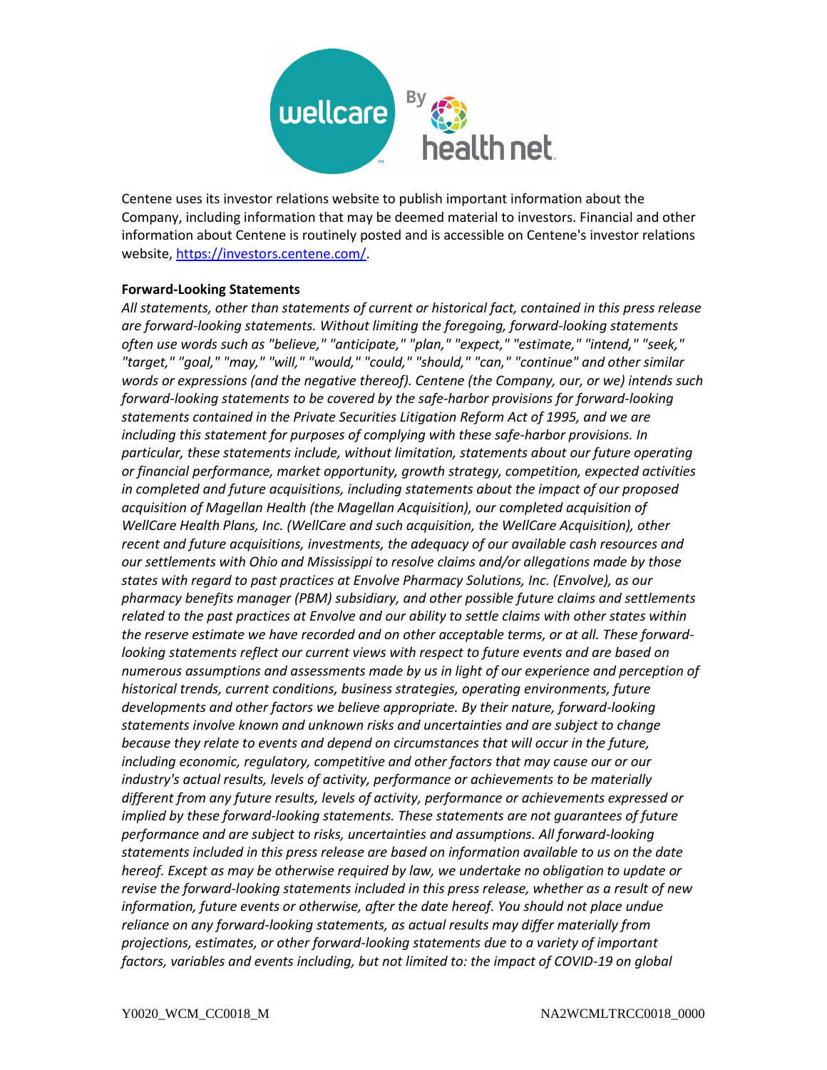Centene uses its investor relations website to publish important information about the Company, including information that may be deemed material to investors. Financial and other information about Centene is routinely posted and is accessible on Centene's investor relations website, [https://investors.centene.com/](https://investors.centene.com/).

**Forward-Looking Statements**

*All statements, other than statements of current or historical fact, contained in this press release are forward-looking statements. Without limiting the foregoing, forward-looking statements often use words such as "believe," "anticipate," "plan," "expect," "estimate," "intend," "seek," "target," "goal," "may," "will," "would," "could," "should," "can," "continue" and other similar words or expressions (and the negative thereof). Centene (the Company, our, or we) intends such forward-looking statements to be covered by the safe-harbor provisions for forward-looking statements contained in the Private Securities Litigation Reform Act of 1995, and we are including this statement for purposes of complying with these safe-harbor provisions. In particular, these statements include, without limitation, statements about our future operating or financial performance, market opportunity, growth strategy, competition, expected activities in completed and future acquisitions, including statements about the impact of our proposed acquisition of Magellan Health (the Magellan Acquisition), our completed acquisition of WellCare Health Plans, Inc. (WellCare and such acquisition, the WellCare Acquisition), other recent and future acquisitions, investments, the adequacy of our available cash resources and our settlements with Ohio and Mississippi to resolve claims and/or allegations made by those states with regard to past practices at Envolve Pharmacy Solutions, Inc. (Envolve), as our pharmacy benefits manager (PBM) subsidiary, and other possible future claims and settlements related to the past practices at Envolve and our ability to settle claims with other states within the reserve estimate we have recorded and on other acceptable terms, or at all. These forward-looking statements reflect our current views with respect to future events and are based on numerous assumptions and assessments made by us in light of our experience and perception of historical trends, current conditions, business strategies, operating environments, future developments and other factors we believe appropriate. By their nature, forward-looking statements involve known and unknown risks and uncertainties and are subject to change because they relate to events and depend on circumstances that will occur in the future, including economic, regulatory, competitive and other factors that may cause our or our industry's actual results, levels of activity, performance or achievements to be materially different from any future results, levels of activity, performance or achievements expressed or implied by these forward-looking statements. These statements are not guarantees of future performance and are subject to risks, uncertainties and assumptions. All forward-looking statements included in this press release are based on information available to us on the date hereof. Except as may be otherwise required by law, we undertake no obligation to update or revise the forward-looking statements included in this press release, whether as a result of new information, future events or otherwise, after the date hereof. You should not place undue reliance on any forward-looking statements, as actual results may differ materially from projections, estimates, or other forward-looking statements due to a variety of important factors, variables and events including, but not limited to: the impact of COVID-19 on global*

Y0020_WCM_CC0018_M NA2WCMLTRCC0018_0000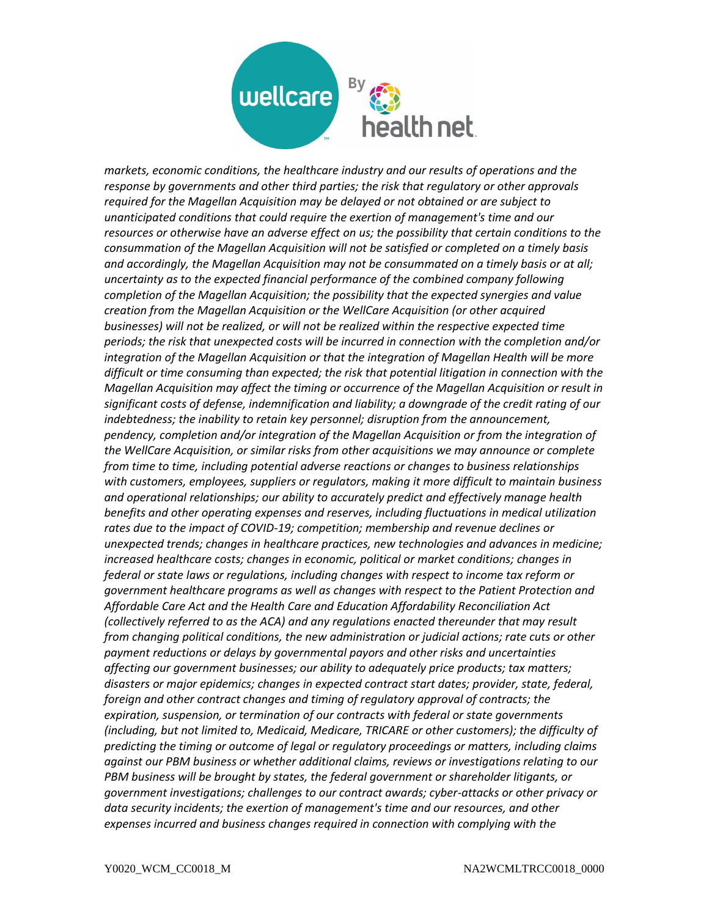*markets, economic conditions, the healthcare industry and our results of operations and the response by governments and other third parties; the risk that regulatory or other approvals required for the Magellan Acquisition may be delayed or not obtained or are subject to unanticipated conditions that could require the exertion of management's time and our resources or otherwise have an adverse effect on us; the possibility that certain conditions to the consummation of the Magellan Acquisition will not be satisfied or completed on a timely basis and accordingly, the Magellan Acquisition may not be consummated on a timely basis or at all; uncertainty as to the expected financial performance of the combined company following completion of the Magellan Acquisition; the possibility that the expected synergies and value creation from the Magellan Acquisition or the WellCare Acquisition (or other acquired businesses) will not be realized, or will not be realized within the respective expected time periods; the risk that unexpected costs will be incurred in connection with the completion and/or integration of the Magellan Acquisition or that the integration of Magellan Health will be more difficult or time consuming than expected; the risk that potential litigation in connection with the Magellan Acquisition may affect the timing or occurrence of the Magellan Acquisition or result in significant costs of defense, indemnification and liability; a downgrade of the credit rating of our indebtedness; the inability to retain key personnel; disruption from the announcement, pendency, completion and/or integration of the Magellan Acquisition or from the integration of the WellCare Acquisition, or similar risks from other acquisitions we may announce or complete from time to time, including potential adverse reactions or changes to business relationships with customers, employees, suppliers or regulators, making it more difficult to maintain business and operational relationships; our ability to accurately predict and effectively manage health benefits and other operating expenses and reserves, including fluctuations in medical utilization rates due to the impact of COVID-19; competition; membership and revenue declines or unexpected trends; changes in healthcare practices, new technologies and advances in medicine; increased healthcare costs; changes in economic, political or market conditions; changes in federal or state laws or regulations, including changes with respect to income tax reform or government healthcare programs as well as changes with respect to the Patient Protection and Affordable Care Act and the Health Care and Education Affordability Reconciliation Act (collectively referred to as the ACA) and any regulations enacted thereunder that may result from changing political conditions, the new administration or judicial actions; rate cuts or other payment reductions or delays by governmental payors and other risks and uncertainties affecting our government businesses; our ability to adequately price products; tax matters; disasters or major epidemics; changes in expected contract start dates; provider, state, federal, foreign and other contract changes and timing of regulatory approval of contracts; the expiration, suspension, or termination of our contracts with federal or state governments (including, but not limited to, Medicaid, Medicare, TRICARE or other customers); the difficulty of predicting the timing or outcome of legal or regulatory proceedings or matters, including claims against our PBM business or whether additional claims, reviews or investigations relating to our PBM business will be brought by states, the federal government or shareholder litigants, or government investigations; challenges to our contract awards; cyber-attacks or other privacy or data security incidents; the exertion of management's time and our resources, and other expenses incurred and business changes required in connection with complying with the*

Y0020_WCM_CC0018_M NA2WCMLTRCC0018_0000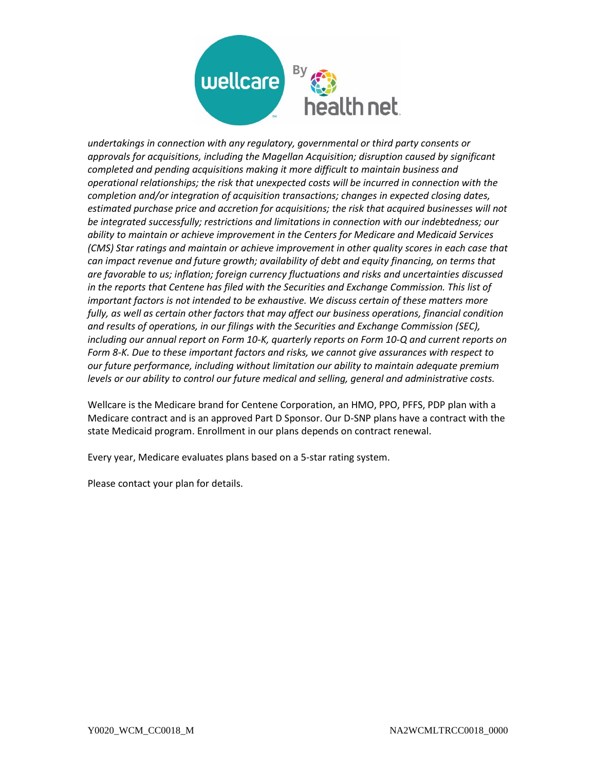*undertakings in connection with any regulatory, governmental or third party consents or approvals for acquisitions, including the Magellan Acquisition; disruption caused by significant completed and pending acquisitions making it more difficult to maintain business and operational relationships; the risk that unexpected costs will be incurred in connection with the completion and/or integration of acquisition transactions; changes in expected closing dates, estimated purchase price and accretion for acquisitions; the risk that acquired businesses will not be integrated successfully; restrictions and limitations in connection with our indebtedness; our ability to maintain or achieve improvement in the Centers for Medicare and Medicaid Services (CMS) Star ratings and maintain or achieve improvement in other quality scores in each case that can impact revenue and future growth; availability of debt and equity financing, on terms that are favorable to us; inflation; foreign currency fluctuations and risks and uncertainties discussed in the reports that Centene has filed with the Securities and Exchange Commission. This list of important factors is not intended to be exhaustive. We discuss certain of these matters more fully, as well as certain other factors that may affect our business operations, financial condition and results of operations, in our filings with the Securities and Exchange Commission (SEC), including our annual report on Form 10-K, quarterly reports on Form 10-Q and current reports on Form 8-K. Due to these important factors and risks, we cannot give assurances with respect to our future performance, including without limitation our ability to maintain adequate premium levels or our ability to control our future medical and selling, general and administrative costs.*

Wellcare is the Medicare brand for Centene Corporation, an HMO, PPO, PFFS, PDP plan with a Medicare contract and is an approved Part D Sponsor. Our D-SNP plans have a contract with the state Medicaid program. Enrollment in our plans depends on contract renewal.

Every year, Medicare evaluates plans based on a 5-star rating system.

Please contact your plan for details.

Y0020_WCM_CC0018_M NA2WCMLTRCC0018_0000